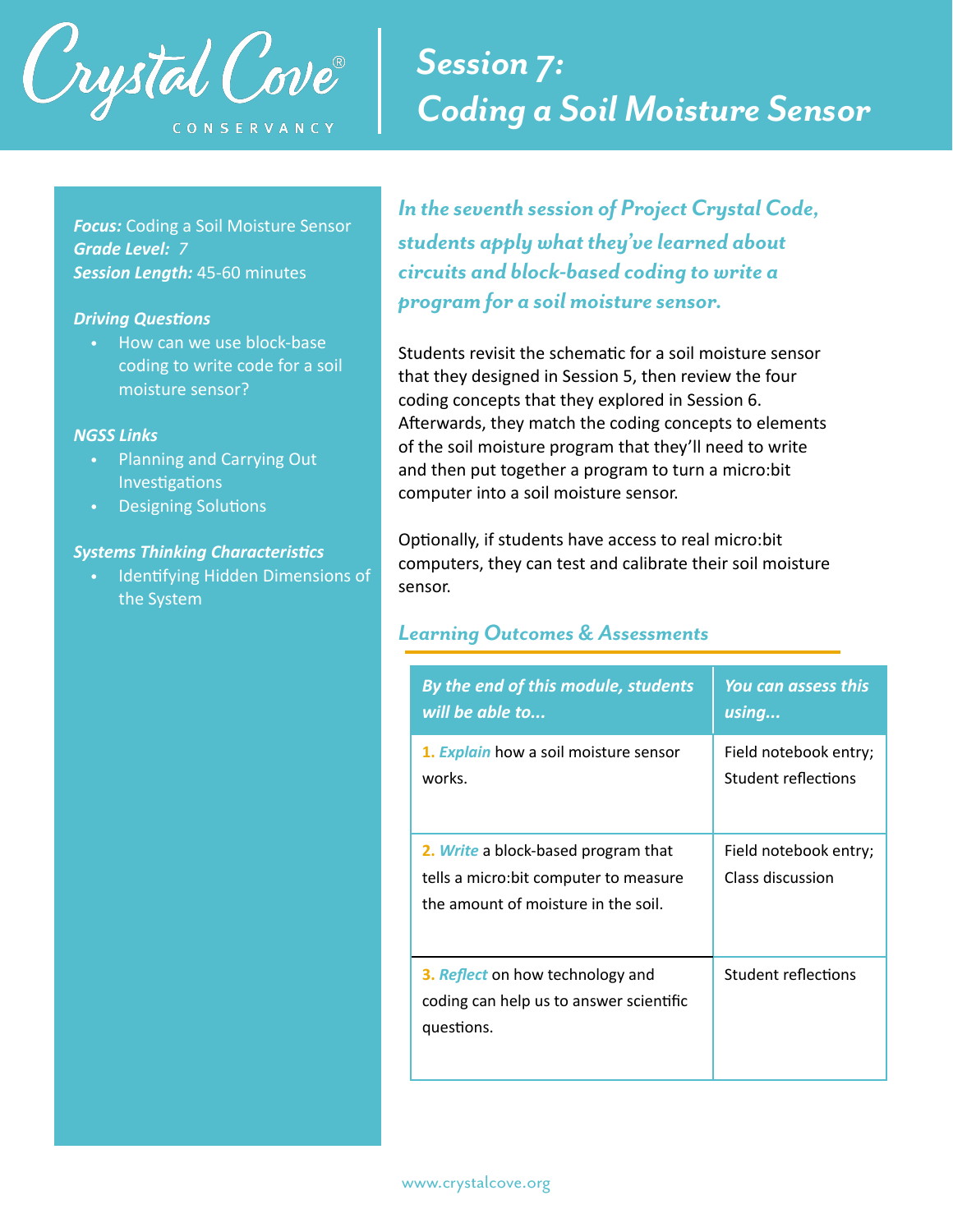Crystal Cove® CONSERVANCY

# Session 7: Coding a Soil Moisture Sensor

***Focus:*** Coding a Soil Moisture Sensor
***Grade Level:*** *7*
***Session Length:*** 45-60 minutes

***Driving Questions***

- How can we use block-base coding to write code for a soil moisture sensor?

***NGSS Links***

- Planning and Carrying Out Investigations
- Designing Solutions

***Systems Thinking Characteristics***

- Identifying Hidden Dimensions of the System

***In the seventh session of Project Crystal Code, students apply what they've learned about circuits and block-based coding to write a program for a soil moisture sensor.***

Students revisit the schematic for a soil moisture sensor that they designed in Session 5, then review the four coding concepts that they explored in Session 6. Afterwards, they match the coding concepts to elements of the soil moisture program that they'll need to write and then put together a program to turn a micro:bit computer into a soil moisture sensor.

Optionally, if students have access to real micro:bit computers, they can test and calibrate their soil moisture sensor.

## *Learning Outcomes & Assessments*

| *By the end of this module, students will be able to...* | *You can assess this using...* |
| --- | --- |
| **1.** ***Explain*** how a soil moisture sensor works. | Field notebook entry; Student reflections |
| **2.** ***Write*** a block-based program that tells a micro:bit computer to measure the amount of moisture in the soil. | Field notebook entry; Class discussion |
| **3.** ***Reflect*** on how technology and coding can help us to answer scientific questions. | Student reflections |

www.crystalcove.org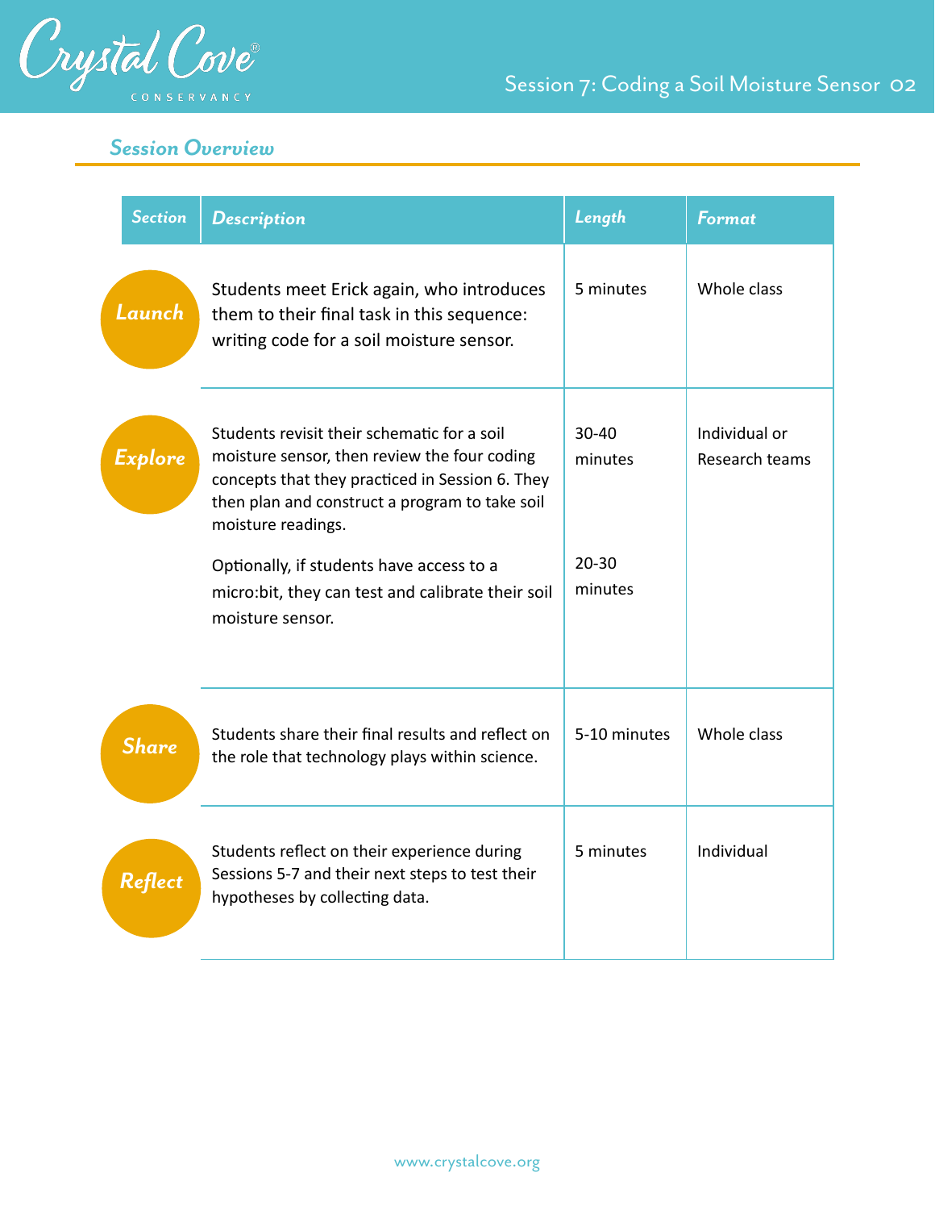## Session Overview

| Section | Description | Length | Format |
| --- | --- | --- | --- |
| Launch | Students meet Erick again, who introduces them to their final task in this sequence: writing code for a soil moisture sensor. | 5 minutes | Whole class |
| Explore | Students revisit their schematic for a soil moisture sensor, then review the four coding concepts that they practiced in Session 6. They then plan and construct a program to take soil moisture readings.<br><br>Optionally, if students have access to a micro:bit, they can test and calibrate their soil moisture sensor. | 30-40 minutes<br><br>20-30 minutes | Individual or Research teams |
| Share | Students share their final results and reflect on the role that technology plays within science. | 5-10 minutes | Whole class |
| Reflect | Students reflect on their experience during Sessions 5-7 and their next steps to test their hypotheses by collecting data. | 5 minutes | Individual |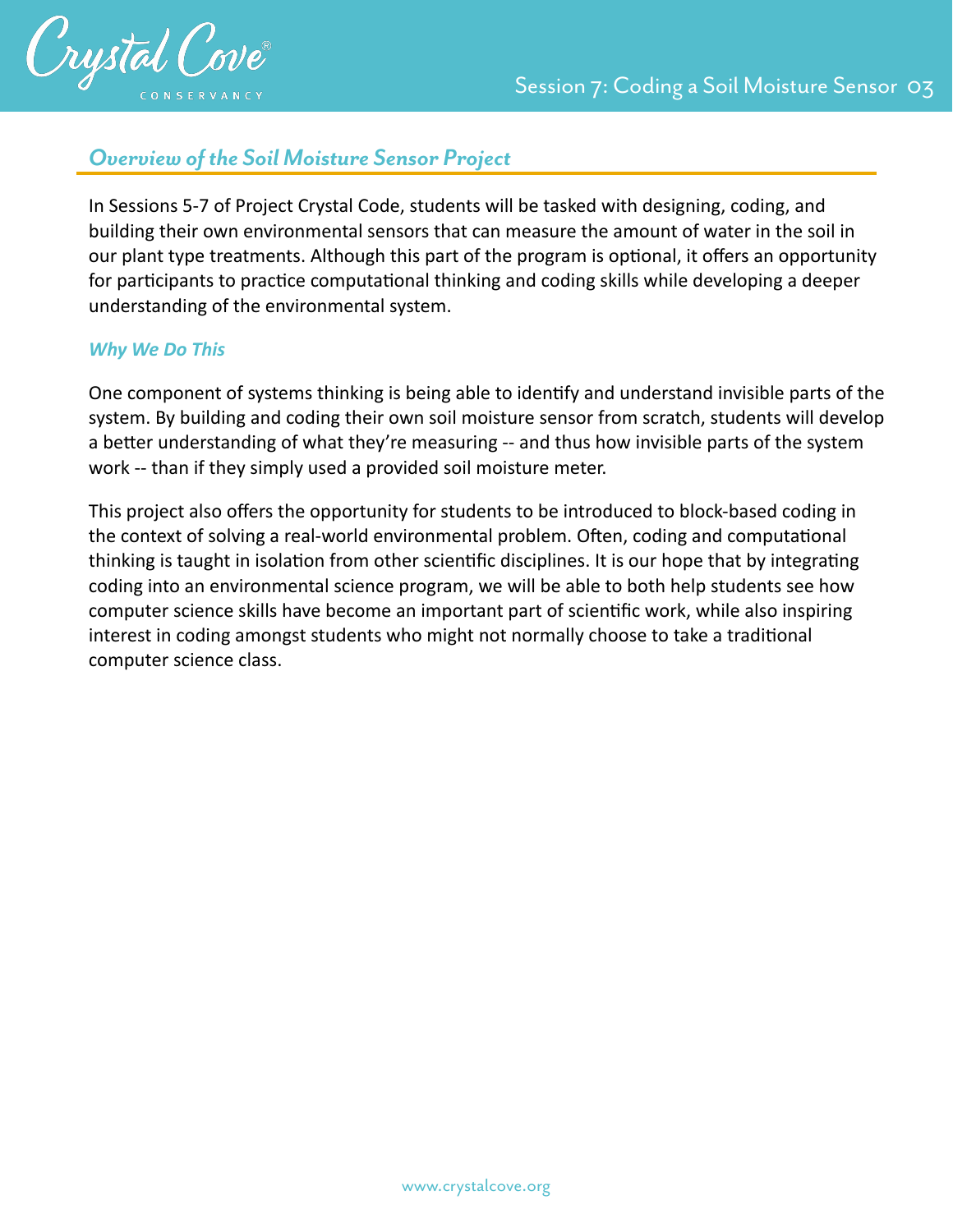## *Overview of the Soil Moisture Sensor Project*

In Sessions 5-7 of Project Crystal Code, students will be tasked with designing, coding, and building their own environmental sensors that can measure the amount of water in the soil in our plant type treatments. Although this part of the program is optional, it offers an opportunity for participants to practice computational thinking and coding skills while developing a deeper understanding of the environmental system.

### *Why We Do This*

One component of systems thinking is being able to identify and understand invisible parts of the system. By building and coding their own soil moisture sensor from scratch, students will develop a better understanding of what they're measuring -- and thus how invisible parts of the system work -- than if they simply used a provided soil moisture meter.

This project also offers the opportunity for students to be introduced to block-based coding in the context of solving a real-world environmental problem. Often, coding and computational thinking is taught in isolation from other scientific disciplines. It is our hope that by integrating coding into an environmental science program, we will be able to both help students see how computer science skills have become an important part of scientific work, while also inspiring interest in coding amongst students who might not normally choose to take a traditional computer science class.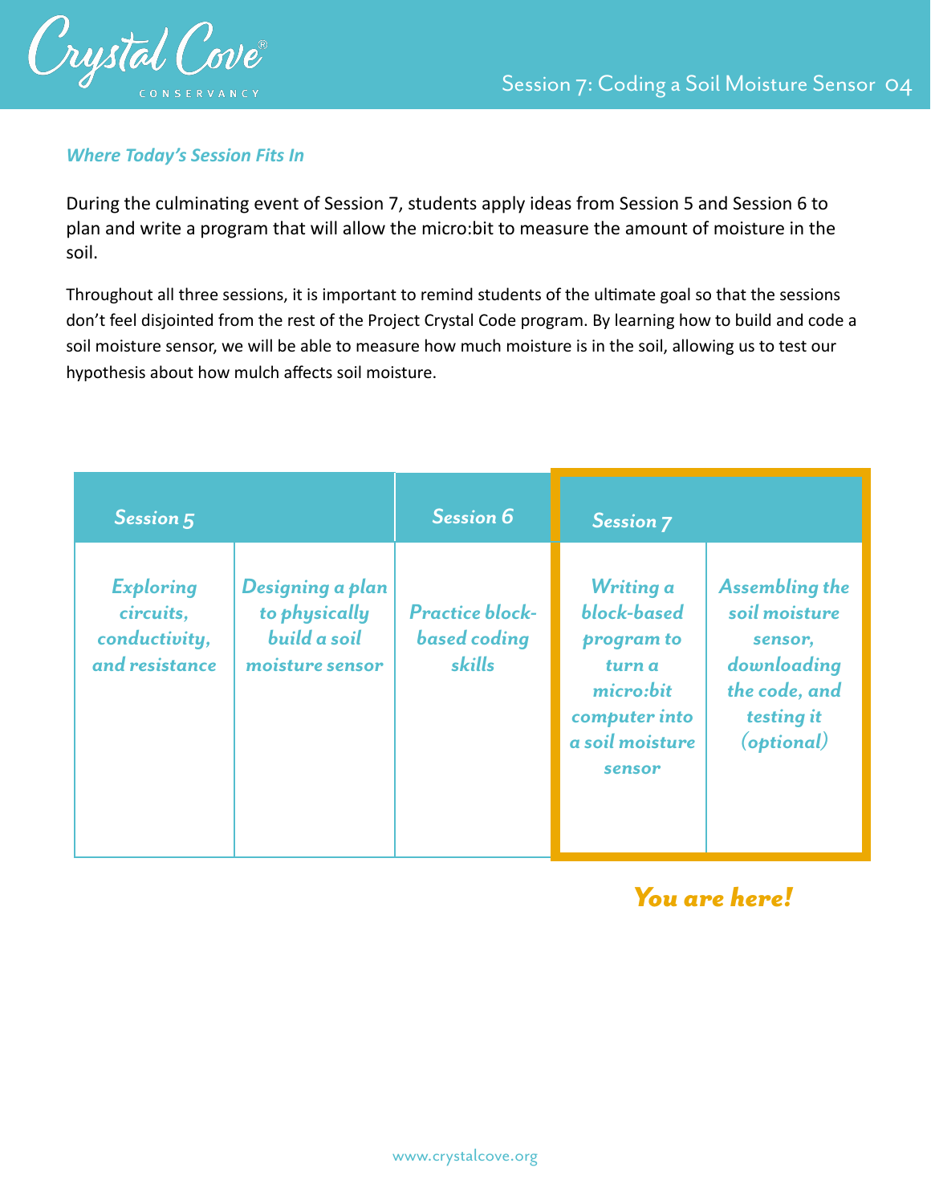### *Where Today's Session Fits In*

During the culminating event of Session 7, students apply ideas from Session 5 and Session 6 to plan and write a program that will allow the micro:bit to measure the amount of moisture in the soil.

Throughout all three sessions, it is important to remind students of the ultimate goal so that the sessions don't feel disjointed from the rest of the Project Crystal Code program. By learning how to build and code a soil moisture sensor, we will be able to measure how much moisture is in the soil, allowing us to test our hypothesis about how mulch affects soil moisture.

| Session 5 | | Session 6 | Session 7 | |
|---|---|---|---|---|
| *Exploring circuits, conductivity, and resistance* | *Designing a plan to physically build a soil moisture sensor* | *Practice block-based coding skills* | *Writing a block-based program to turn a micro:bit computer into a soil moisture sensor* | *Assembling the soil moisture sensor, downloading the code, and testing it (optional)* |

***You are here!***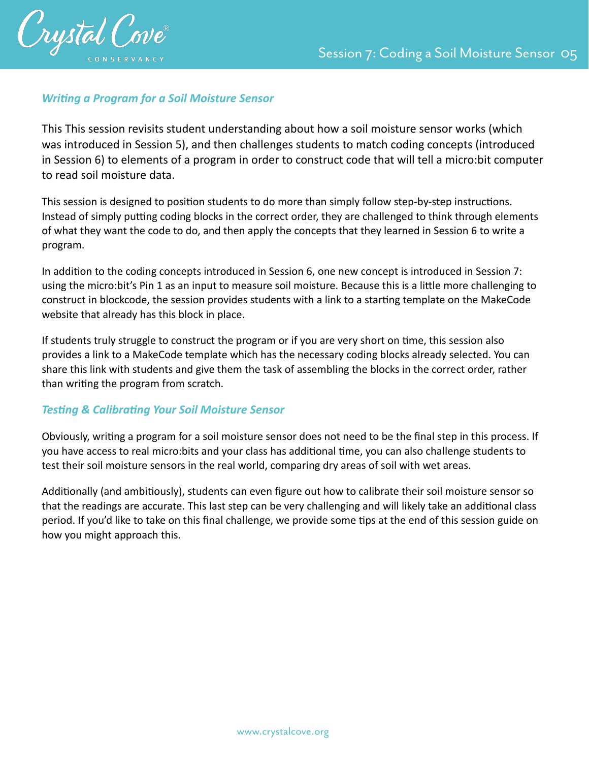### *Writing a Program for a Soil Moisture Sensor*

This This session revisits student understanding about how a soil moisture sensor works (which was introduced in Session 5), and then challenges students to match coding concepts (introduced in Session 6) to elements of a program in order to construct code that will tell a micro:bit computer to read soil moisture data.

This session is designed to position students to do more than simply follow step-by-step instructions. Instead of simply putting coding blocks in the correct order, they are challenged to think through elements of what they want the code to do, and then apply the concepts that they learned in Session 6 to write a program.

In addition to the coding concepts introduced in Session 6, one new concept is introduced in Session 7: using the micro:bit's Pin 1 as an input to measure soil moisture. Because this is a little more challenging to construct in blockcode, the session provides students with a link to a starting template on the MakeCode website that already has this block in place.

If students truly struggle to construct the program or if you are very short on time, this session also provides a link to a MakeCode template which has the necessary coding blocks already selected. You can share this link with students and give them the task of assembling the blocks in the correct order, rather than writing the program from scratch.

### *Testing & Calibrating Your Soil Moisture Sensor*

Obviously, writing a program for a soil moisture sensor does not need to be the final step in this process. If you have access to real micro:bits and your class has additional time, you can also challenge students to test their soil moisture sensors in the real world, comparing dry areas of soil with wet areas.

Additionally (and ambitiously), students can even figure out how to calibrate their soil moisture sensor so that the readings are accurate. This last step can be very challenging and will likely take an additional class period. If you'd like to take on this final challenge, we provide some tips at the end of this session guide on how you might approach this.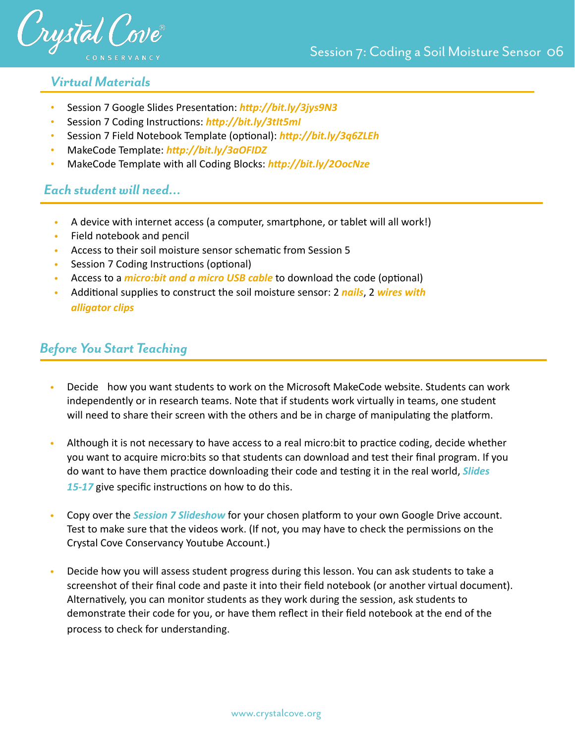## *Virtual Materials*

- Session 7 Google Slides Presentation: ***http://bit.ly/3jys9N3***
- Session 7 Coding Instructions: ***http://bit.ly/3tIt5mI***
- Session 7 Field Notebook Template (optional): ***http://bit.ly/3q6ZLEh***
- MakeCode Template: ***http://bit.ly/3aOFIDZ***
- MakeCode Template with all Coding Blocks: ***http://bit.ly/2OocNze***

## *Each student will need...*

- A device with internet access (a computer, smartphone, or tablet will all work!)
- Field notebook and pencil
- Access to their soil moisture sensor schematic from Session 5
- Session 7 Coding Instructions (optional)
- Access to a ***micro:bit and a micro USB cable*** to download the code (optional)
- Additional supplies to construct the soil moisture sensor: 2 ***nails***, 2 ***wires with alligator clips***

## *Before You Start Teaching*

- Decide how you want students to work on the Microsoft MakeCode website. Students can work independently or in research teams. Note that if students work virtually in teams, one student will need to share their screen with the others and be in charge of manipulating the platform.

- Although it is not necessary to have access to a real micro:bit to practice coding, decide whether you want to acquire micro:bits so that students can download and test their final program. If you do want to have them practice downloading their code and testing it in the real world, ***Slides 15-17*** give specific instructions on how to do this.

- Copy over the ***Session 7 Slideshow*** for your chosen platform to your own Google Drive account. Test to make sure that the videos work. (If not, you may have to check the permissions on the Crystal Cove Conservancy Youtube Account.)

- Decide how you will assess student progress during this lesson. You can ask students to take a screenshot of their final code and paste it into their field notebook (or another virtual document). Alternatively, you can monitor students as they work during the session, ask students to demonstrate their code for you, or have them reflect in their field notebook at the end of the process to check for understanding.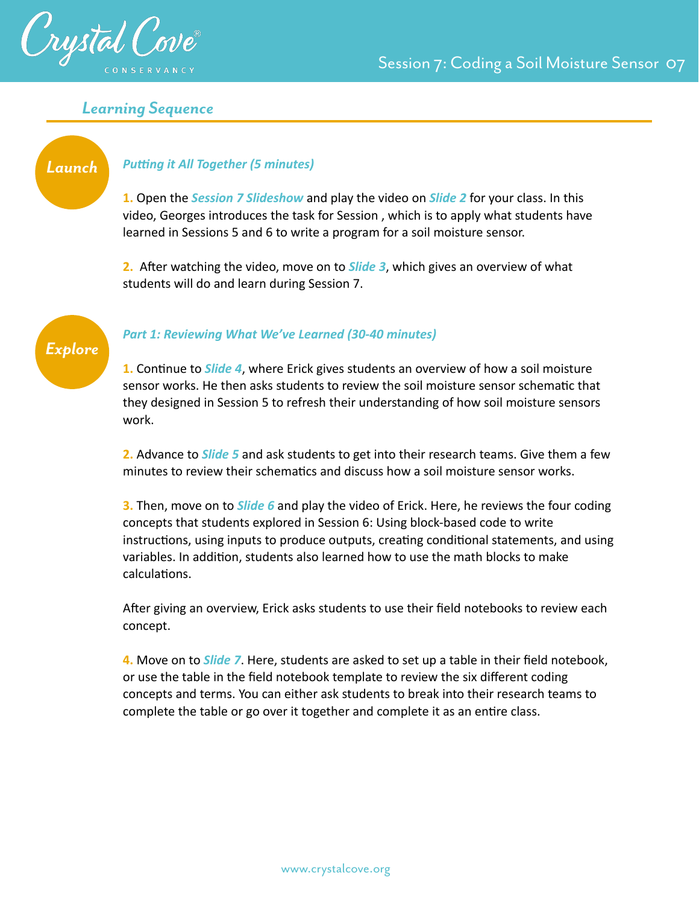## Learning Sequence

### Launch

***Putting it All Together (5 minutes)***

1. Open the ***Session 7 Slideshow*** and play the video on ***Slide 2*** for your class. In this video, Georges introduces the task for Session , which is to apply what students have learned in Sessions 5 and 6 to write a program for a soil moisture sensor.

2. After watching the video, move on to ***Slide 3***, which gives an overview of what students will do and learn during Session 7.

### Explore

***Part 1: Reviewing What We've Learned (30-40 minutes)***

1. Continue to ***Slide 4***, where Erick gives students an overview of how a soil moisture sensor works. He then asks students to review the soil moisture sensor schematic that they designed in Session 5 to refresh their understanding of how soil moisture sensors work.

2. Advance to ***Slide 5*** and ask students to get into their research teams. Give them a few minutes to review their schematics and discuss how a soil moisture sensor works.

3. Then, move on to ***Slide 6*** and play the video of Erick. Here, he reviews the four coding concepts that students explored in Session 6: Using block-based code to write instructions, using inputs to produce outputs, creating conditional statements, and using variables. In addition, students also learned how to use the math blocks to make calculations.

After giving an overview, Erick asks students to use their field notebooks to review each concept.

4. Move on to ***Slide 7***. Here, students are asked to set up a table in their field notebook, or use the table in the field notebook template to review the six different coding concepts and terms. You can either ask students to break into their research teams to complete the table or go over it together and complete it as an entire class.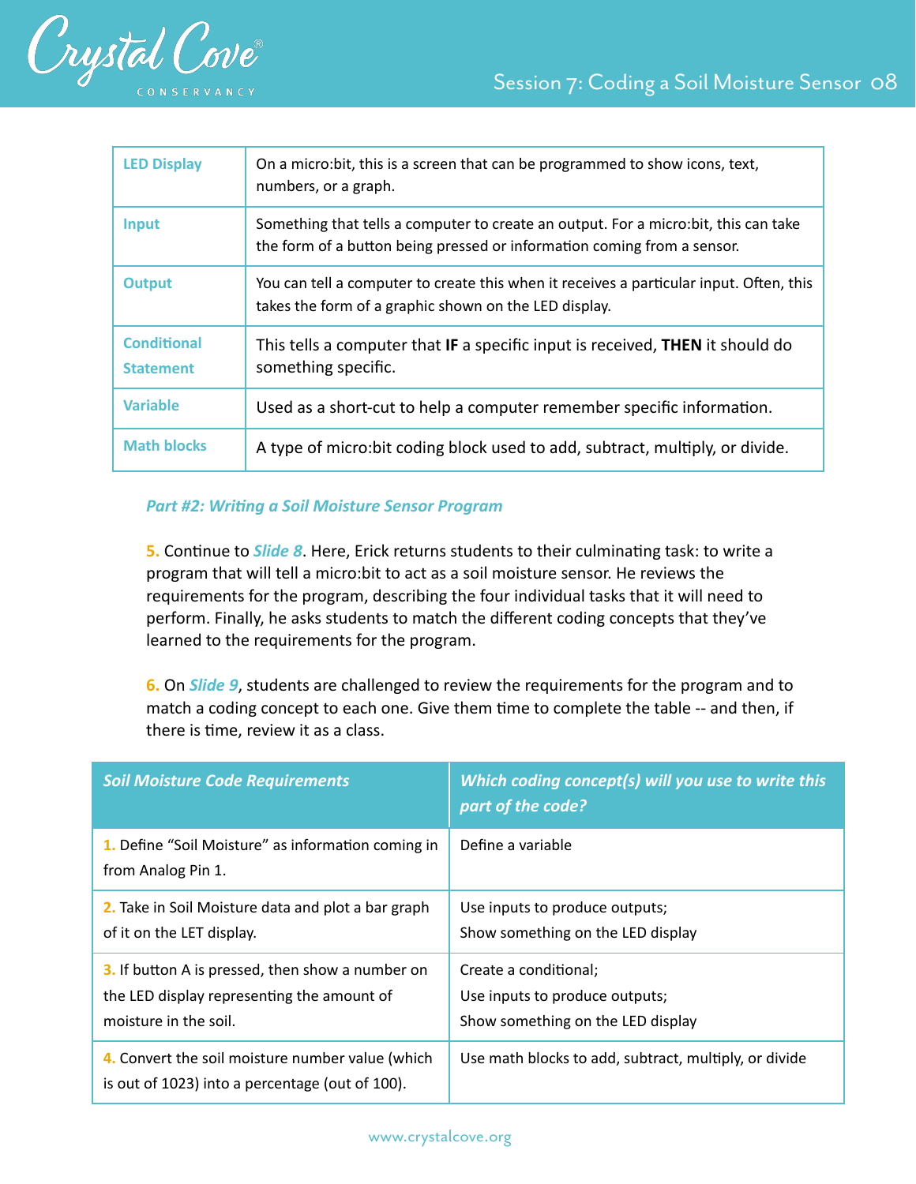| | |
|---|---|
| **LED Display** | On a micro:bit, this is a screen that can be programmed to show icons, text, numbers, or a graph. |
| **Input** | Something that tells a computer to create an output. For a micro:bit, this can take the form of a button being pressed or information coming from a sensor. |
| **Output** | You can tell a computer to create this when it receives a particular input. Often, this takes the form of a graphic shown on the LED display. |
| **Conditional Statement** | This tells a computer that **IF** a specific input is received, **THEN** it should do something specific. |
| **Variable** | Used as a short-cut to help a computer remember specific information. |
| **Math blocks** | A type of micro:bit coding block used to add, subtract, multiply, or divide. |

***Part #2: Writing a Soil Moisture Sensor Program***

**5.** Continue to ***Slide 8***. Here, Erick returns students to their culminating task: to write a program that will tell a micro:bit to act as a soil moisture sensor. He reviews the requirements for the program, describing the four individual tasks that it will need to perform. Finally, he asks students to match the different coding concepts that they've learned to the requirements for the program.

**6.** On ***Slide 9***, students are challenged to review the requirements for the program and to match a coding concept to each one. Give them time to complete the table -- and then, if there is time, review it as a class.

| *Soil Moisture Code Requirements* | *Which coding concept(s) will you use to write this part of the code?* |
|---|---|
| **1.** Define "Soil Moisture" as information coming in from Analog Pin 1. | Define a variable |
| **2.** Take in Soil Moisture data and plot a bar graph of it on the LET display. | Use inputs to produce outputs;<br>Show something on the LED display |
| **3.** If button A is pressed, then show a number on the LED display representing the amount of moisture in the soil. | Create a conditional;<br>Use inputs to produce outputs;<br>Show something on the LED display |
| **4.** Convert the soil moisture number value (which is out of 1023) into a percentage (out of 100). | Use math blocks to add, subtract, multiply, or divide |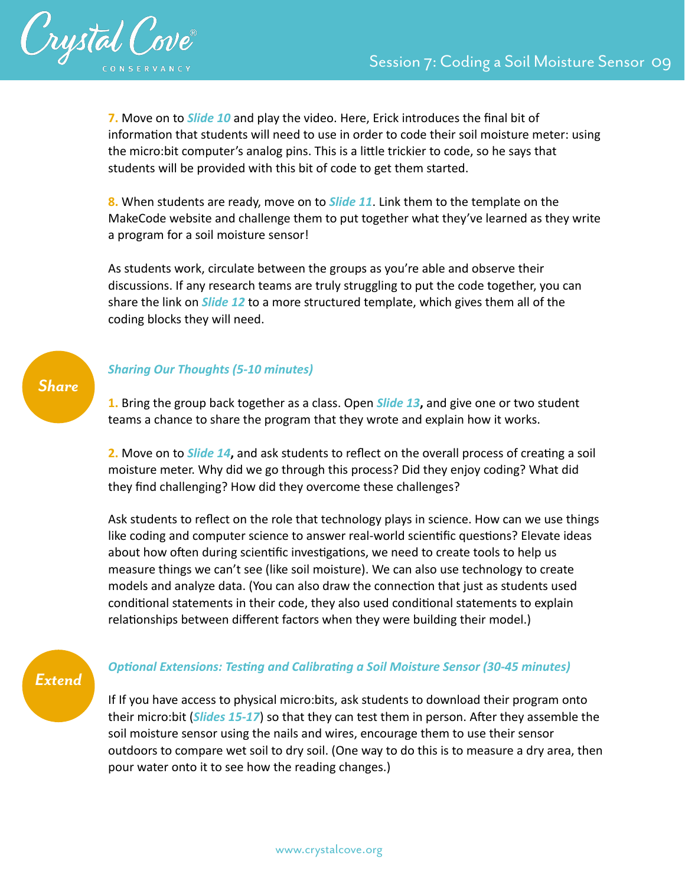**7.** Move on to ***Slide 10*** and play the video. Here, Erick introduces the final bit of information that students will need to use in order to code their soil moisture meter: using the micro:bit computer's analog pins. This is a little trickier to code, so he says that students will be provided with this bit of code to get them started.

**8.** When students are ready, move on to ***Slide 11***. Link them to the template on the MakeCode website and challenge them to put together what they've learned as they write a program for a soil moisture sensor!

As students work, circulate between the groups as you're able and observe their discussions. If any research teams are truly struggling to put the code together, you can share the link on ***Slide 12*** to a more structured template, which gives them all of the coding blocks they will need.

## Share

### *Sharing Our Thoughts (5-10 minutes)*

**1.** Bring the group back together as a class. Open ***Slide 13*****,** and give one or two student teams a chance to share the program that they wrote and explain how it works.

**2.** Move on to ***Slide 14*****,** and ask students to reflect on the overall process of creating a soil moisture meter. Why did we go through this process? Did they enjoy coding? What did they find challenging? How did they overcome these challenges?

Ask students to reflect on the role that technology plays in science. How can we use things like coding and computer science to answer real-world scientific questions? Elevate ideas about how often during scientific investigations, we need to create tools to help us measure things we can't see (like soil moisture). We can also use technology to create models and analyze data. (You can also draw the connection that just as students used conditional statements in their code, they also used conditional statements to explain relationships between different factors when they were building their model.)

## Extend

### *Optional Extensions: Testing and Calibrating a Soil Moisture Sensor (30-45 minutes)*

If If you have access to physical micro:bits, ask students to download their program onto their micro:bit (***Slides 15-17***) so that they can test them in person. After they assemble the soil moisture sensor using the nails and wires, encourage them to use their sensor outdoors to compare wet soil to dry soil. (One way to do this is to measure a dry area, then pour water onto it to see how the reading changes.)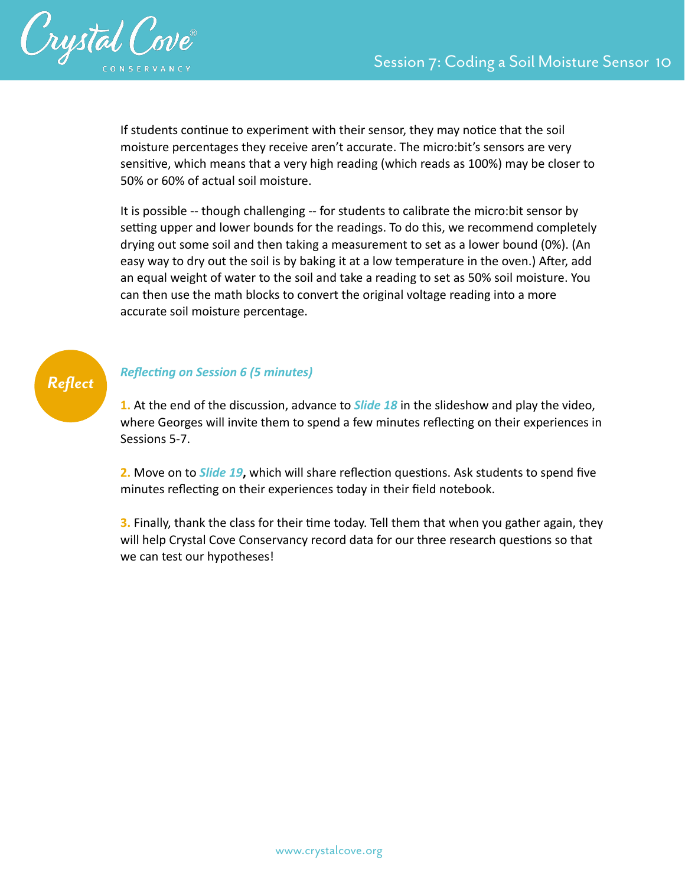If students continue to experiment with their sensor, they may notice that the soil moisture percentages they receive aren't accurate. The micro:bit's sensors are very sensitive, which means that a very high reading (which reads as 100%) may be closer to 50% or 60% of actual soil moisture.

It is possible -- though challenging -- for students to calibrate the micro:bit sensor by setting upper and lower bounds for the readings. To do this, we recommend completely drying out some soil and then taking a measurement to set as a lower bound (0%). (An easy way to dry out the soil is by baking it at a low temperature in the oven.) After, add an equal weight of water to the soil and take a reading to set as 50% soil moisture. You can then use the math blocks to convert the original voltage reading into a more accurate soil moisture percentage.

**Reflect**

***Reflecting on Session 6 (5 minutes)***

**1.** At the end of the discussion, advance to ***Slide 18*** in the slideshow and play the video, where Georges will invite them to spend a few minutes reflecting on their experiences in Sessions 5-7.

**2.** Move on to ***Slide 19***, which will share reflection questions. Ask students to spend five minutes reflecting on their experiences today in their field notebook.

**3.** Finally, thank the class for their time today. Tell them that when you gather again, they will help Crystal Cove Conservancy record data for our three research questions so that we can test our hypotheses!